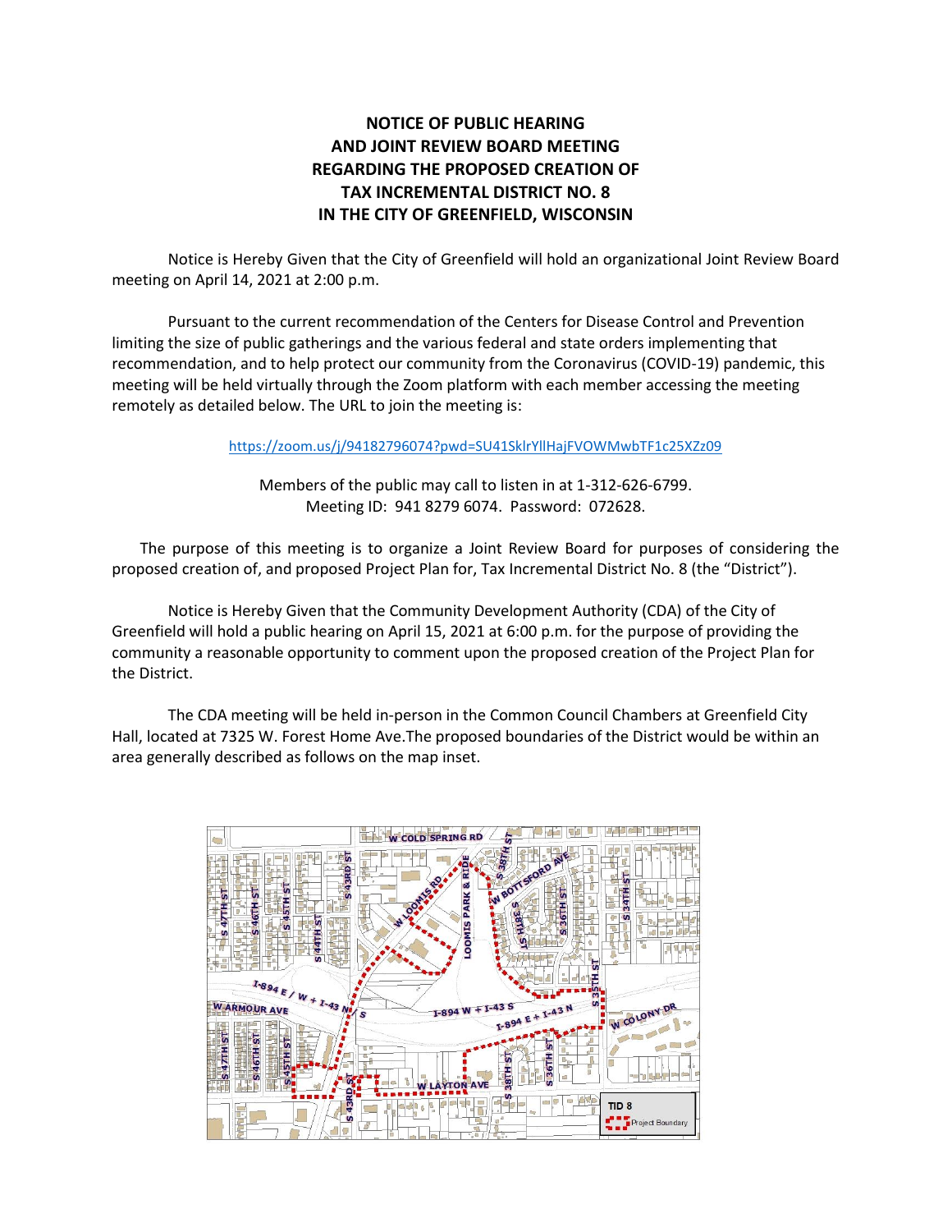# NOTICE OF PUBLIC HEARING AND JOINT REVIEW BOARD MEETING REGARDING THE PROPOSED CREATION OF TAX INCREMENTAL DISTRICT NO. 8 IN THE CITY OF GREENFIELD, WISCONSIN

Notice is Hereby Given that the City of Greenfield will hold an organizational Joint Review Board meeting on April 14, 2021 at 2:00 p.m.

Pursuant to the current recommendation of the Centers for Disease Control and Prevention limiting the size of public gatherings and the various federal and state orders implementing that recommendation, and to help protect our community from the Coronavirus (COVID-19) pandemic, this meeting will be held virtually through the Zoom platform with each member accessing the meeting remotely as detailed below. The URL to join the meeting is:

https://zoom.us/j/94182796074?pwd=SU41SklrYllHajFVOWMwbTF1c25XZz09

Members of the public may call to listen in at 1-312-626-6799.
Meeting ID: 941 8279 6074. Password: 072628.

The purpose of this meeting is to organize a Joint Review Board for purposes of considering the proposed creation of, and proposed Project Plan for, Tax Incremental District No. 8 (the "District").

Notice is Hereby Given that the Community Development Authority (CDA) of the City of Greenfield will hold a public hearing on April 15, 2021 at 6:00 p.m. for the purpose of providing the community a reasonable opportunity to comment upon the proposed creation of the Project Plan for the District.

The CDA meeting will be held in-person in the Common Council Chambers at Greenfield City Hall, located at 7325 W. Forest Home Ave.The proposed boundaries of the District would be within an area generally described as follows on the map inset.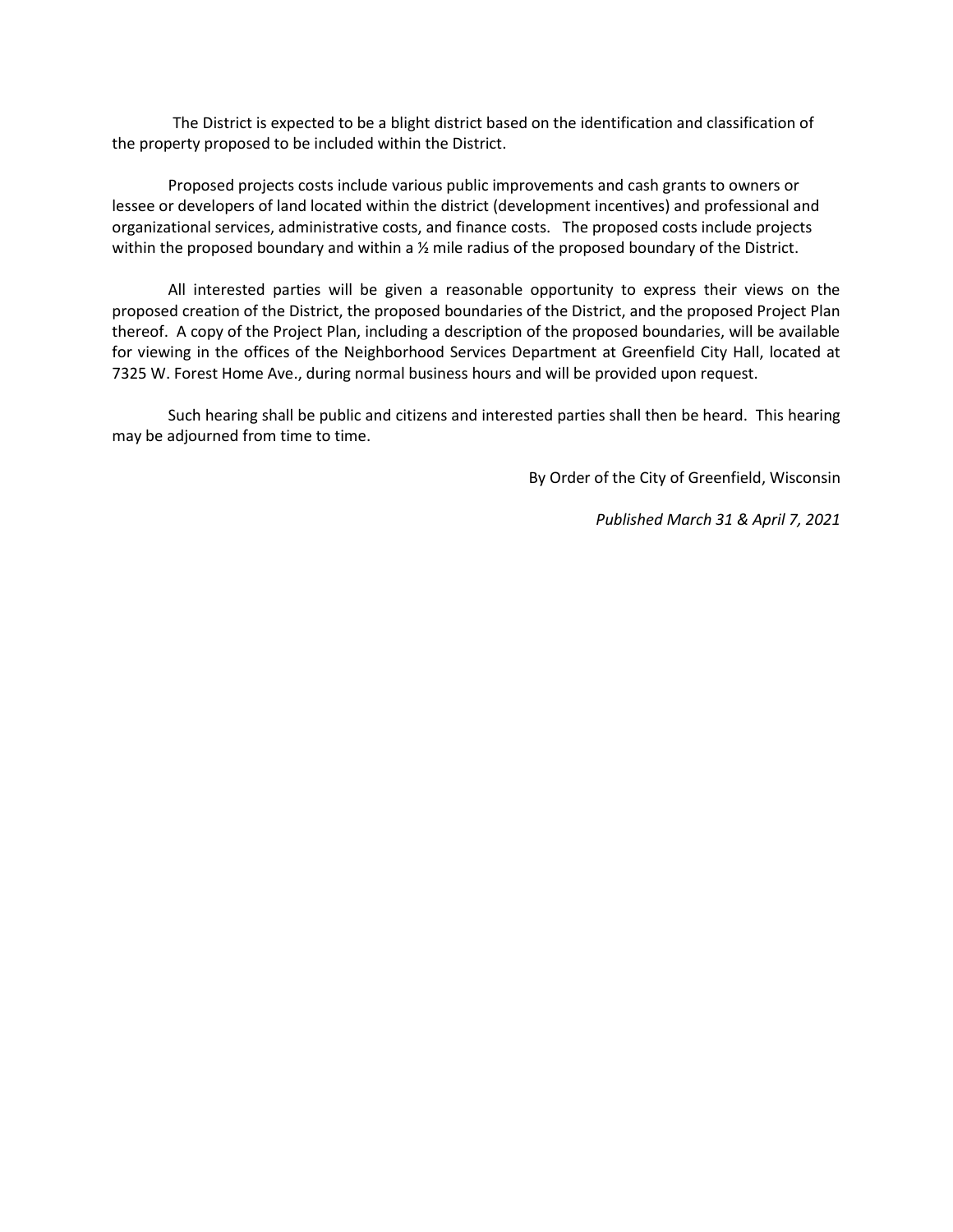The District is expected to be a blight district based on the identification and classification of the property proposed to be included within the District.

Proposed projects costs include various public improvements and cash grants to owners or lessee or developers of land located within the district (development incentives) and professional and organizational services, administrative costs, and finance costs. The proposed costs include projects within the proposed boundary and within a ½ mile radius of the proposed boundary of the District.

All interested parties will be given a reasonable opportunity to express their views on the proposed creation of the District, the proposed boundaries of the District, and the proposed Project Plan thereof. A copy of the Project Plan, including a description of the proposed boundaries, will be available for viewing in the offices of the Neighborhood Services Department at Greenfield City Hall, located at 7325 W. Forest Home Ave., during normal business hours and will be provided upon request.

Such hearing shall be public and citizens and interested parties shall then be heard. This hearing may be adjourned from time to time.

By Order of the City of Greenfield, Wisconsin

*Published March 31 & April 7, 2021*